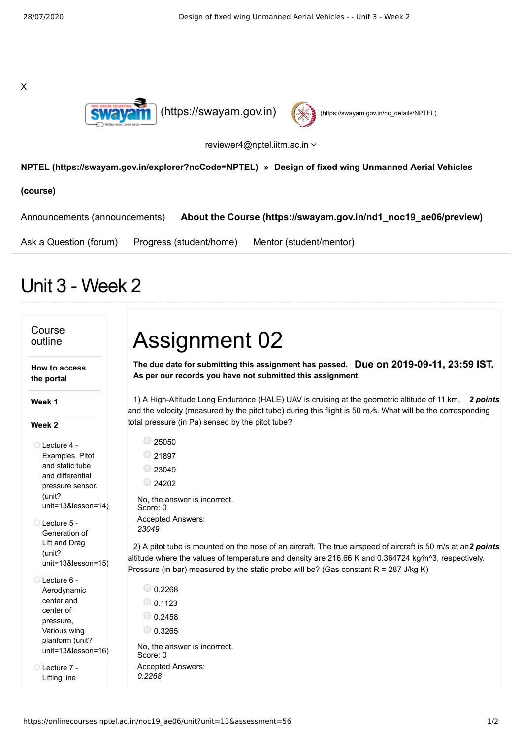X

(https://swayam.gov.in) (https://swayam.gov.in/nc_details/NPTEL)

reviewer4@nptel.iitm.ac.in

**NPTEL (https://swayam.gov.in/explorer?ncCode=NPTEL) » Design of fixed wing Unmanned Aerial Vehicles (course)**

Announcements (announcements) **About the Course (https://swayam.gov.in/nd1_noc19_ae06/preview)**

Ask a Question (forum) Progress (student/home) Mentor (student/mentor)

# Unit 3 - Week 2

## Course outline

**How to access the portal**

**Week 1**

**Week 2**

- Lecture 4 - Examples, Pitot and static tube and differential pressure sensor. (unit?unit=13&lesson=14)
- Lecture 5 - Generation of Lift and Drag (unit?unit=13&lesson=15)
- Lecture 6 - Aerodynamic center and center of pressure, Various wing planform (unit?unit=13&lesson=16)
- Lecture 7 - Lifting line

# Assignment 02

**The due date for submitting this assignment has passed.** **Due on 2019-09-11, 23:59 IST.**
**As per our records you have not submitted this assignment.**

1) A High-Altitude Long Endurance (HALE) UAV is cruising at the geometric altitude of 11 km, and the velocity (measured by the pitot tube) during this flight is 50 m/s. What will be the corresponding total pressure (in Pa) sensed by the pitot tube? ***2 points***

- 25050
- 21897
- 23049
- 24202

No, the answer is incorrect.
Score: 0
Accepted Answers:
*23049*

2) A pitot tube is mounted on the nose of an aircraft. The true airspeed of aircraft is 50 m/s at an altitude where the values of temperature and density are 216.66 K and 0.364724 kg/m^3, respectively. Pressure (in bar) measured by the static probe will be? (Gas constant R = 287 J/kg K) ***2 points***

- 0.2268
- 0.1123
- 0.2458
- 0.3265

No, the answer is incorrect.
Score: 0
Accepted Answers:
*0.2268*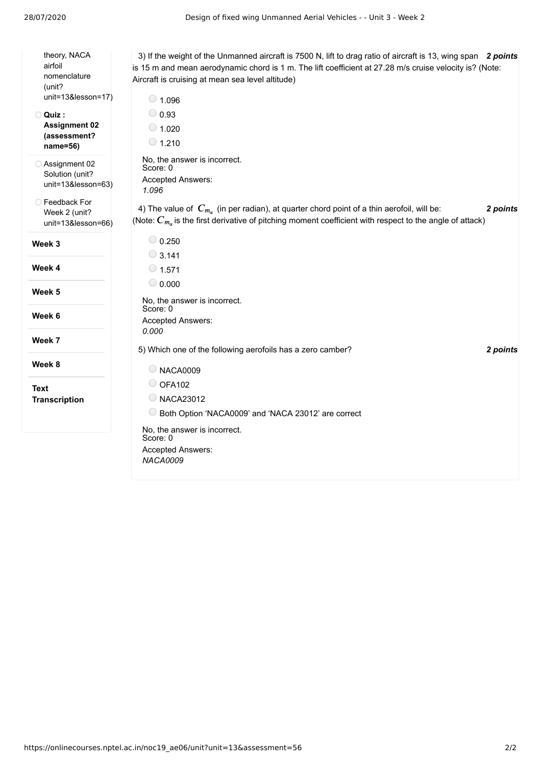- theory, NACA airfoil nomenclature (unit?unit=13&lesson=17)
- **Quiz : Assignment 02 (assessment?name=56)**
- Assignment 02 Solution (unit?unit=13&lesson=63)
- Feedback For Week 2 (unit?unit=13&lesson=66)

**Week 3**

**Week 4**

**Week 5**

**Week 6**

**Week 7**

**Week 8**

**Text Transcription**

3) If the weight of the Unmanned aircraft is 7500 N, lift to drag ratio of aircraft is 13, wing span is 15 m and mean aerodynamic chord is 1 m. The lift coefficient at 27.28 m/s cruise velocity is? (Note: Aircraft is cruising at mean sea level altitude) ***2 points***

- 1.096
- 0.93
- 1.020
- 1.210

No, the answer is incorrect.
Score: 0

Accepted Answers:
*1.096*

4) The value of $C_{m_\alpha}$ (in per radian), at quarter chord point of a thin aerofoil, will be: ***2 points***
(Note: $C_{m_\alpha}$ is the first derivative of pitching moment coefficient with respect to the angle of attack)

- 0.250
- 3.141
- 1.571
- 0.000

No, the answer is incorrect.
Score: 0

Accepted Answers:
*0.000*

5) Which one of the following aerofoils has a zero camber? ***2 points***

- NACA0009
- OFA102
- NACA23012
- Both Option 'NACA0009' and 'NACA 23012' are correct

No, the answer is incorrect.
Score: 0

Accepted Answers:
*NACA0009*